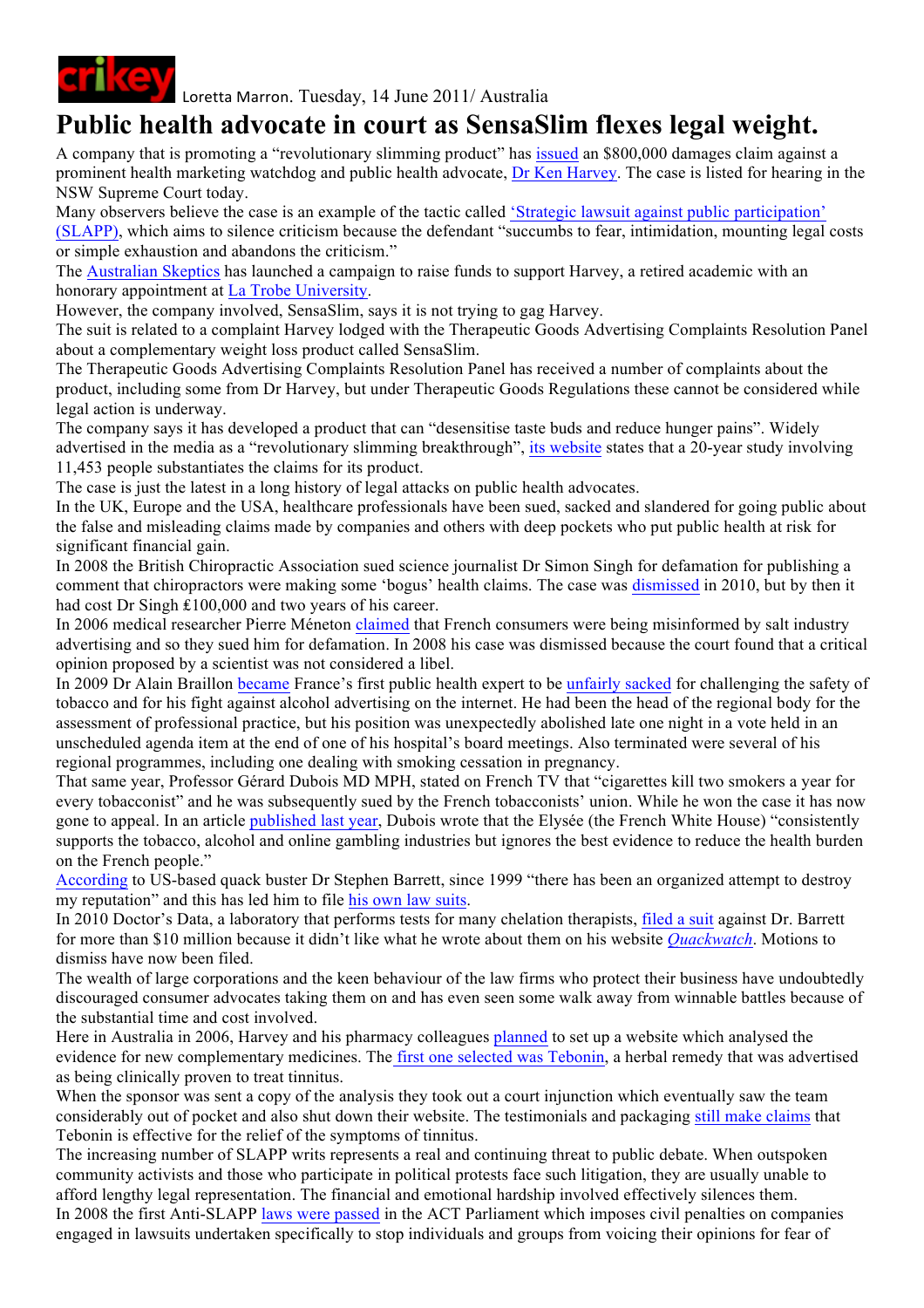crikey Loretta Marron. Tuesday, 14 June 2011/ Australia

# Public health advocate in court as SensaSlim flexes legal weight.

A company that is promoting a "revolutionary slimming product" has issued an $800,000 damages claim against a prominent health marketing watchdog and public health advocate, Dr Ken Harvey. The case is listed for hearing in the NSW Supreme Court today.

Many observers believe the case is an example of the tactic called 'Strategic lawsuit against public participation' (SLAPP), which aims to silence criticism because the defendant "succumbs to fear, intimidation, mounting legal costs or simple exhaustion and abandons the criticism."

The Australian Skeptics has launched a campaign to raise funds to support Harvey, a retired academic with an honorary appointment at La Trobe University.

However, the company involved, SensaSlim, says it is not trying to gag Harvey.

The suit is related to a complaint Harvey lodged with the Therapeutic Goods Advertising Complaints Resolution Panel about a complementary weight loss product called SensaSlim.

The Therapeutic Goods Advertising Complaints Resolution Panel has received a number of complaints about the product, including some from Dr Harvey, but under Therapeutic Goods Regulations these cannot be considered while legal action is underway.

The company says it has developed a product that can "desensitise taste buds and reduce hunger pains". Widely advertised in the media as a "revolutionary slimming breakthrough", its website states that a 20-year study involving 11,453 people substantiates the claims for its product.

The case is just the latest in a long history of legal attacks on public health advocates.

In the UK, Europe and the USA, healthcare professionals have been sued, sacked and slandered for going public about the false and misleading claims made by companies and others with deep pockets who put public health at risk for significant financial gain.

In 2008 the British Chiropractic Association sued science journalist Dr Simon Singh for defamation for publishing a comment that chiropractors were making some 'bogus' health claims. The case was dismissed in 2010, but by then it had cost Dr Singh £100,000 and two years of his career.

In 2006 medical researcher Pierre Méneton claimed that French consumers were being misinformed by salt industry advertising and so they sued him for defamation. In 2008 his case was dismissed because the court found that a critical opinion proposed by a scientist was not considered a libel.

In 2009 Dr Alain Braillon became France's first public health expert to be unfairly sacked for challenging the safety of tobacco and for his fight against alcohol advertising on the internet. He had been the head of the regional body for the assessment of professional practice, but his position was unexpectedly abolished late one night in a vote held in an unscheduled agenda item at the end of one of his hospital's board meetings. Also terminated were several of his regional programmes, including one dealing with smoking cessation in pregnancy.

That same year, Professor Gérard Dubois MD MPH, stated on French TV that "cigarettes kill two smokers a year for every tobacconist" and he was subsequently sued by the French tobacconists' union. While he won the case it has now gone to appeal. In an article published last year, Dubois wrote that the Elysée (the French White House) "consistently supports the tobacco, alcohol and online gambling industries but ignores the best evidence to reduce the health burden on the French people."

According to US-based quack buster Dr Stephen Barrett, since 1999 "there has been an organized attempt to destroy my reputation" and this has led him to file his own law suits.

In 2010 Doctor's Data, a laboratory that performs tests for many chelation therapists, filed a suit against Dr. Barrett for more than $10 million because it didn't like what he wrote about them on his website *Quackwatch*. Motions to dismiss have now been filed.

The wealth of large corporations and the keen behaviour of the law firms who protect their business have undoubtedly discouraged consumer advocates taking them on and has even seen some walk away from winnable battles because of the substantial time and cost involved.

Here in Australia in 2006, Harvey and his pharmacy colleagues planned to set up a website which analysed the evidence for new complementary medicines. The first one selected was Tebonin, a herbal remedy that was advertised as being clinically proven to treat tinnitus.

When the sponsor was sent a copy of the analysis they took out a court injunction which eventually saw the team considerably out of pocket and also shut down their website. The testimonials and packaging still make claims that Tebonin is effective for the relief of the symptoms of tinnitus.

The increasing number of SLAPP writs represents a real and continuing threat to public debate. When outspoken community activists and those who participate in political protests face such litigation, they are usually unable to afford lengthy legal representation. The financial and emotional hardship involved effectively silences them.

In 2008 the first Anti-SLAPP laws were passed in the ACT Parliament which imposes civil penalties on companies engaged in lawsuits undertaken specifically to stop individuals and groups from voicing their opinions for fear of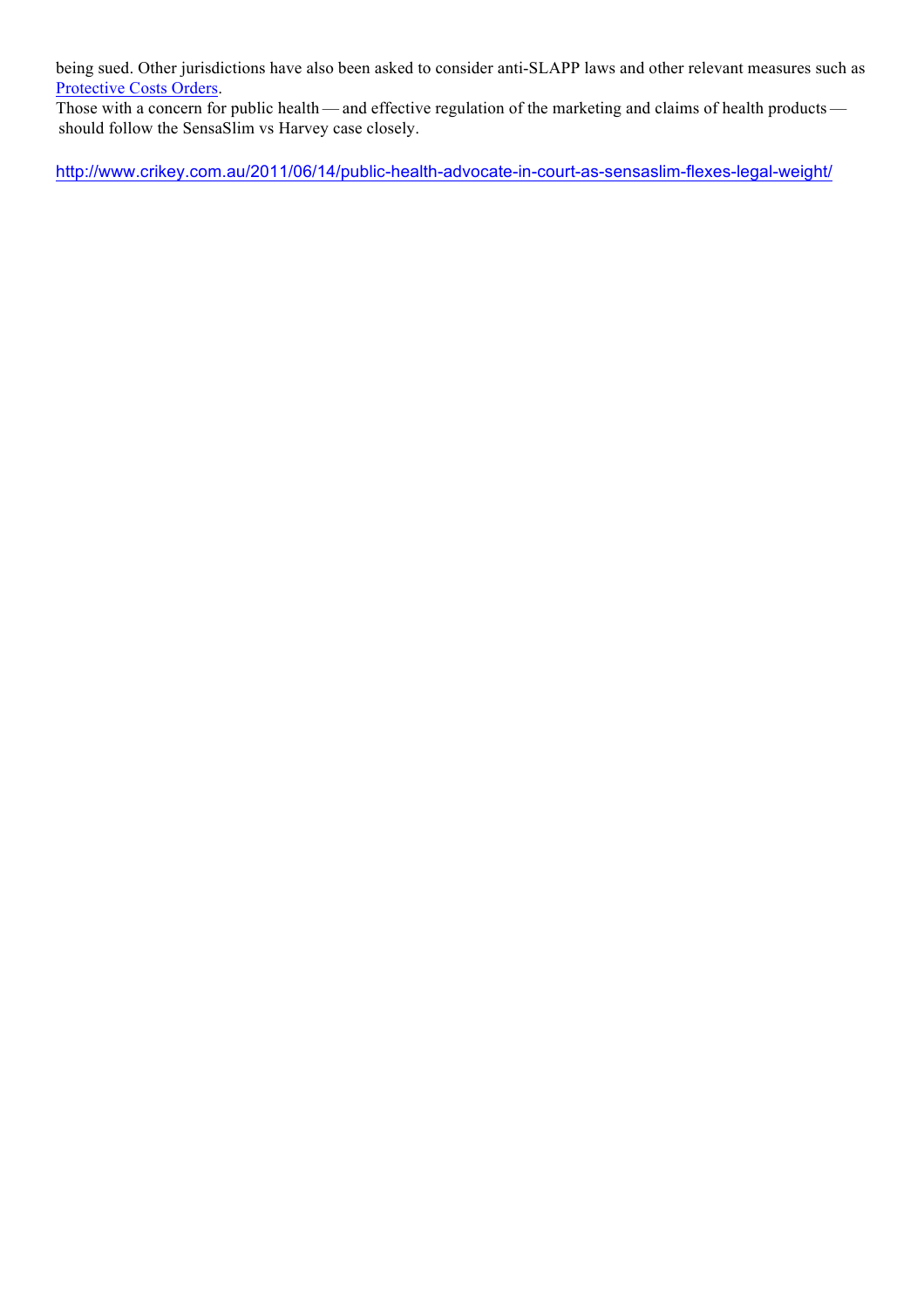being sued. Other jurisdictions have also been asked to consider anti-SLAPP laws and other relevant measures such as [Protective Costs Orders](Protective Costs Orders).

Those with a concern for public health — and effective regulation of the marketing and claims of health products — should follow the SensaSlim vs Harvey case closely.

http://www.crikey.com.au/2011/06/14/public-health-advocate-in-court-as-sensaslim-flexes-legal-weight/